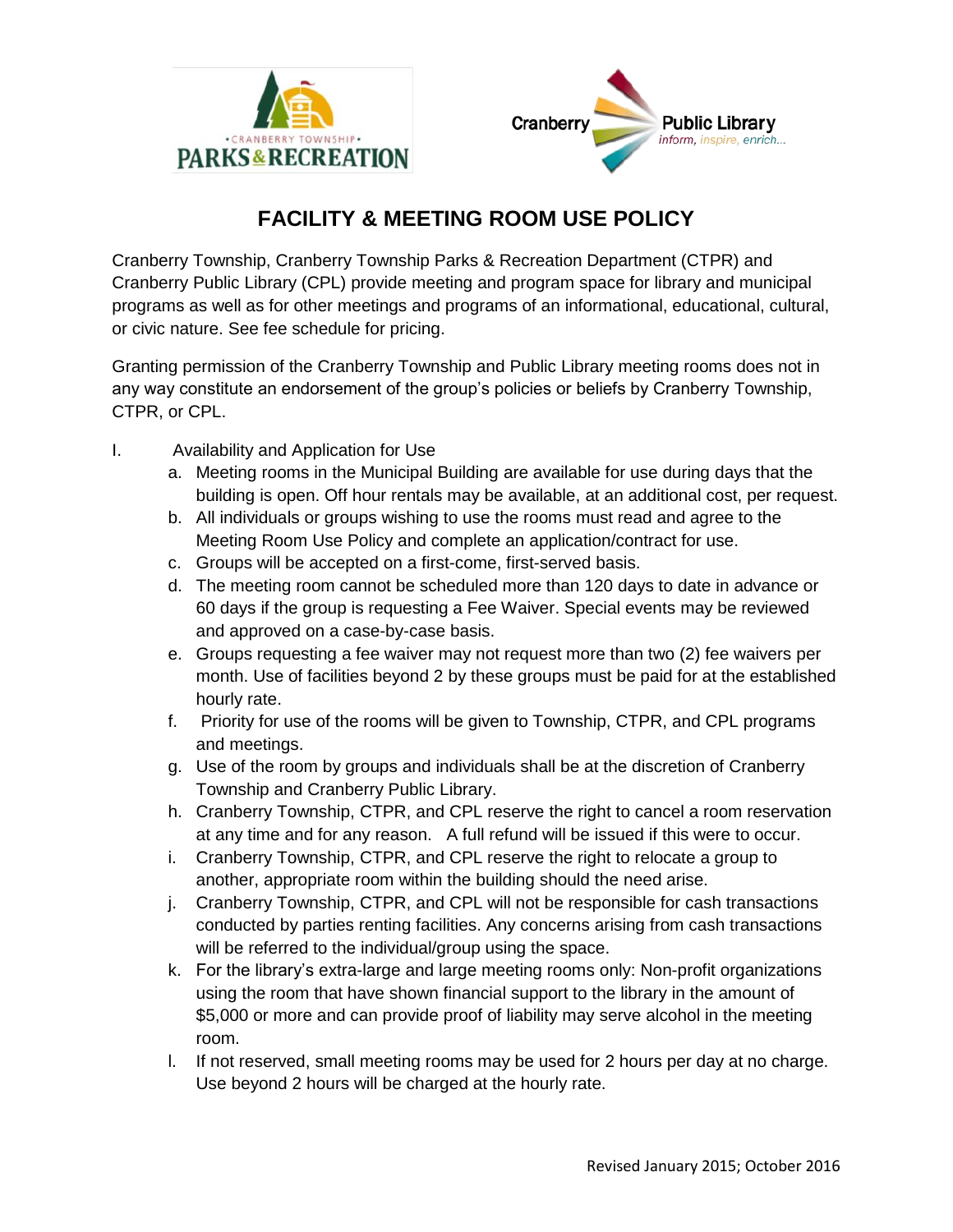# FACILITY & MEETING ROOM USE POLICY

Cranberry Township, Cranberry Township Parks & Recreation Department (CTPR) and Cranberry Public Library (CPL) provide meeting and program space for library and municipal programs as well as for other meetings and programs of an informational, educational, cultural, or civic nature. See fee schedule for pricing.

Granting permission of the Cranberry Township and Public Library meeting rooms does not in any way constitute an endorsement of the group's policies or beliefs by Cranberry Township, CTPR, or CPL.

I. Availability and Application for Use

   a. Meeting rooms in the Municipal Building are available for use during days that the building is open. Off hour rentals may be available, at an additional cost, per request.
   b. All individuals or groups wishing to use the rooms must read and agree to the Meeting Room Use Policy and complete an application/contract for use.
   c. Groups will be accepted on a first-come, first-served basis.
   d. The meeting room cannot be scheduled more than 120 days to date in advance or 60 days if the group is requesting a Fee Waiver. Special events may be reviewed and approved on a case-by-case basis.
   e. Groups requesting a fee waiver may not request more than two (2) fee waivers per month. Use of facilities beyond 2 by these groups must be paid for at the established hourly rate.
   f. Priority for use of the rooms will be given to Township, CTPR, and CPL programs and meetings.
   g. Use of the room by groups and individuals shall be at the discretion of Cranberry Township and Cranberry Public Library.
   h. Cranberry Township, CTPR, and CPL reserve the right to cancel a room reservation at any time and for any reason. A full refund will be issued if this were to occur.
   i. Cranberry Township, CTPR, and CPL reserve the right to relocate a group to another, appropriate room within the building should the need arise.
   j. Cranberry Township, CTPR, and CPL will not be responsible for cash transactions conducted by parties renting facilities. Any concerns arising from cash transactions will be referred to the individual/group using the space.
   k. For the library's extra-large and large meeting rooms only: Non-profit organizations using the room that have shown financial support to the library in the amount of $5,000 or more and can provide proof of liability may serve alcohol in the meeting room.
   l. If not reserved, small meeting rooms may be used for 2 hours per day at no charge. Use beyond 2 hours will be charged at the hourly rate.

Revised January 2015; October 2016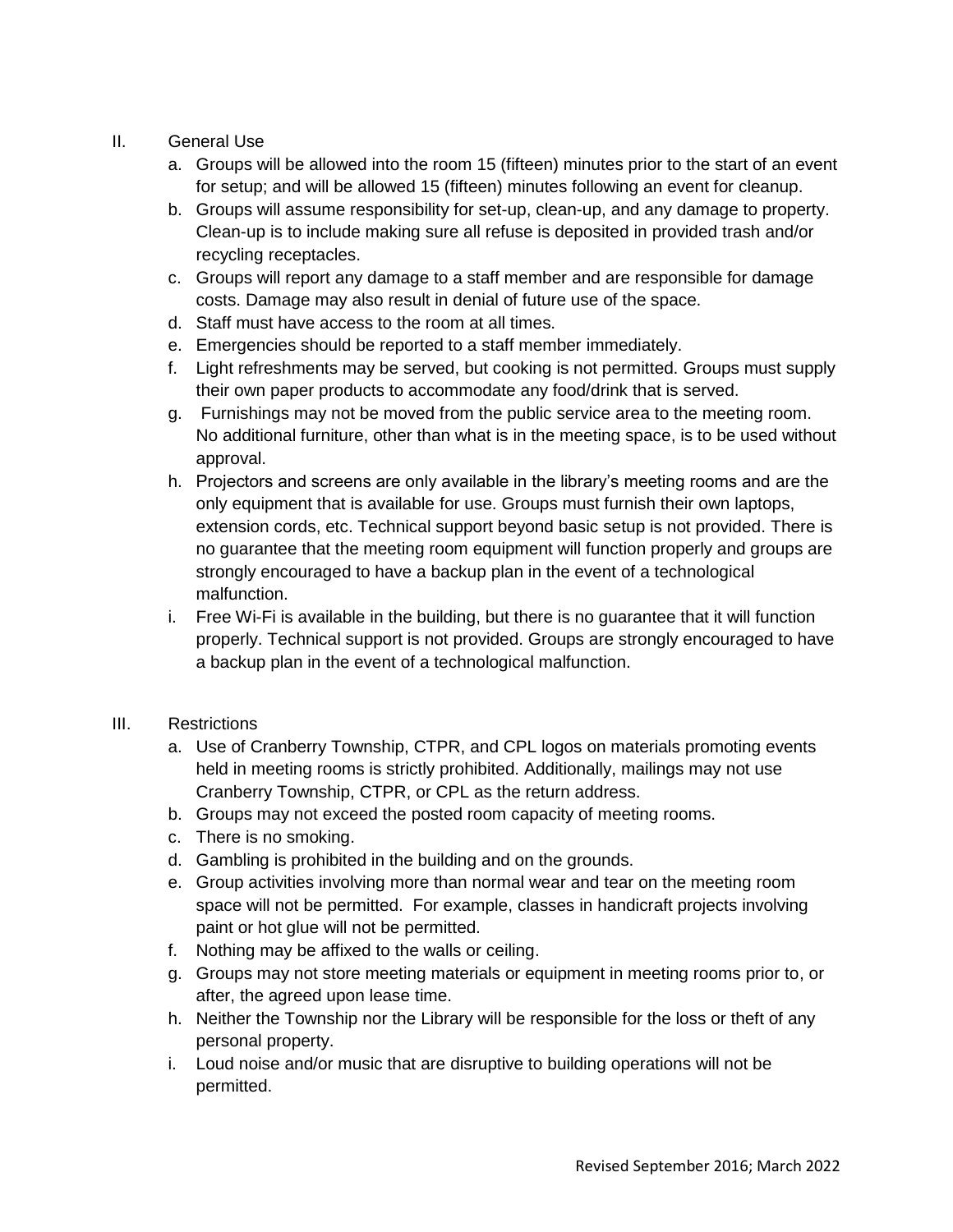II. General Use

a. Groups will be allowed into the room 15 (fifteen) minutes prior to the start of an event for setup; and will be allowed 15 (fifteen) minutes following an event for cleanup.
b. Groups will assume responsibility for set-up, clean-up, and any damage to property. Clean-up is to include making sure all refuse is deposited in provided trash and/or recycling receptacles.
c. Groups will report any damage to a staff member and are responsible for damage costs. Damage may also result in denial of future use of the space.
d. Staff must have access to the room at all times.
e. Emergencies should be reported to a staff member immediately.
f. Light refreshments may be served, but cooking is not permitted. Groups must supply their own paper products to accommodate any food/drink that is served.
g. Furnishings may not be moved from the public service area to the meeting room. No additional furniture, other than what is in the meeting space, is to be used without approval.
h. Projectors and screens are only available in the library's meeting rooms and are the only equipment that is available for use. Groups must furnish their own laptops, extension cords, etc. Technical support beyond basic setup is not provided. There is no guarantee that the meeting room equipment will function properly and groups are strongly encouraged to have a backup plan in the event of a technological malfunction.
i. Free Wi-Fi is available in the building, but there is no guarantee that it will function properly. Technical support is not provided. Groups are strongly encouraged to have a backup plan in the event of a technological malfunction.

III. Restrictions

a. Use of Cranberry Township, CTPR, and CPL logos on materials promoting events held in meeting rooms is strictly prohibited. Additionally, mailings may not use Cranberry Township, CTPR, or CPL as the return address.
b. Groups may not exceed the posted room capacity of meeting rooms.
c. There is no smoking.
d. Gambling is prohibited in the building and on the grounds.
e. Group activities involving more than normal wear and tear on the meeting room space will not be permitted. For example, classes in handicraft projects involving paint or hot glue will not be permitted.
f. Nothing may be affixed to the walls or ceiling.
g. Groups may not store meeting materials or equipment in meeting rooms prior to, or after, the agreed upon lease time.
h. Neither the Township nor the Library will be responsible for the loss or theft of any personal property.
i. Loud noise and/or music that are disruptive to building operations will not be permitted.

Revised September 2016; March 2022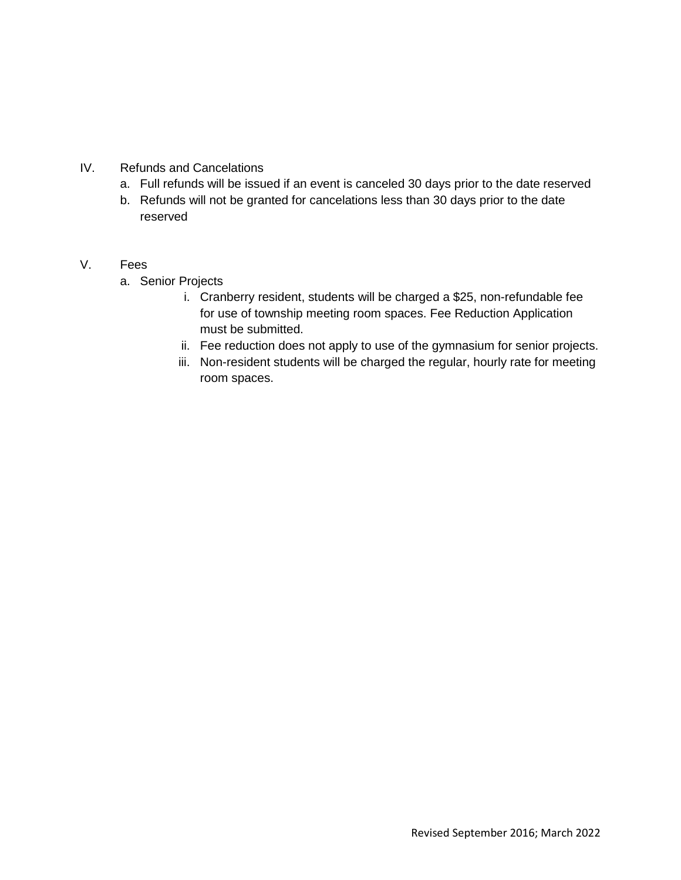IV. Refunds and Cancelations
   a. Full refunds will be issued if an event is canceled 30 days prior to the date reserved
   b. Refunds will not be granted for cancelations less than 30 days prior to the date reserved

V. Fees
   a. Senior Projects
      i. Cranberry resident, students will be charged a $25, non-refundable fee for use of township meeting room spaces. Fee Reduction Application must be submitted.
      ii. Fee reduction does not apply to use of the gymnasium for senior projects.
      iii. Non-resident students will be charged the regular, hourly rate for meeting room spaces.

Revised September 2016; March 2022